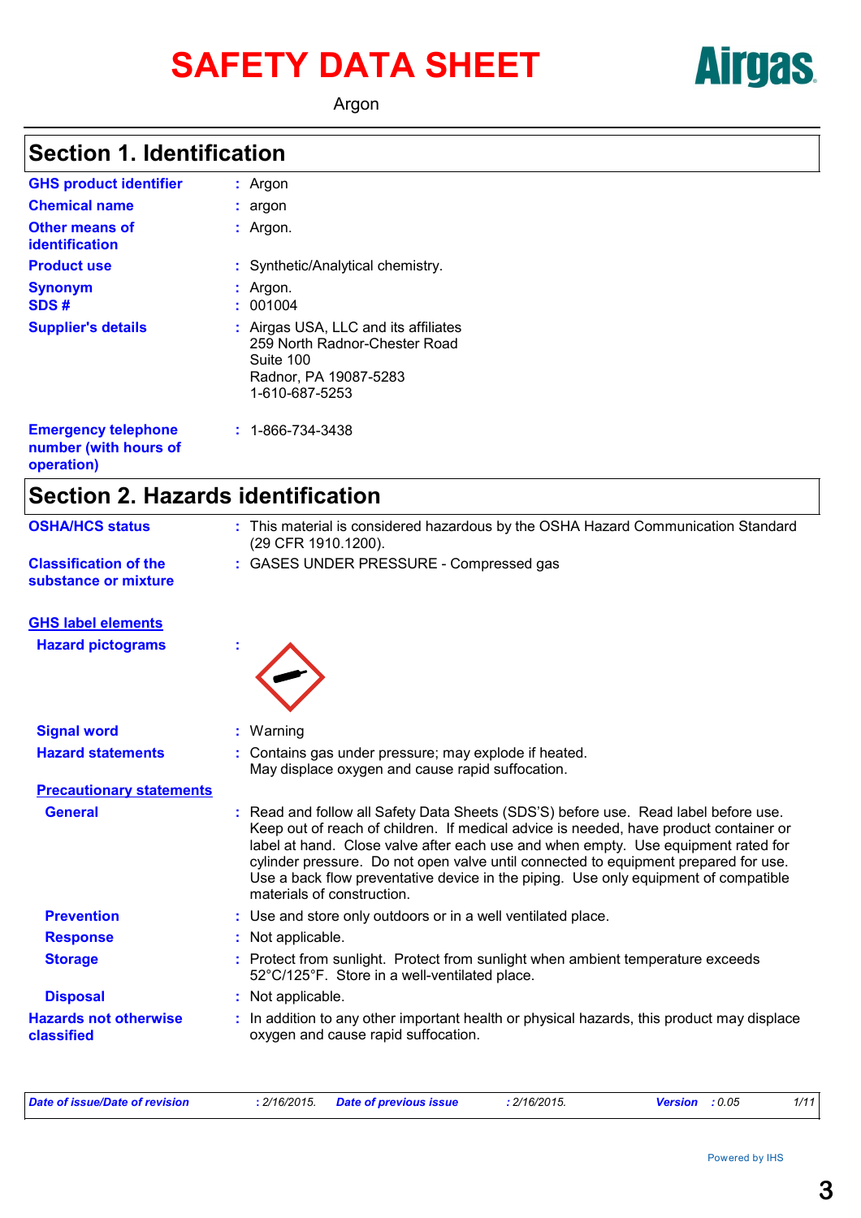# SAFETY DATA SHEET

Argon

## Section 1. Identification

**GHS product identifier** : Argon

**Chemical name** : argon

**Other means of identification** : Argon.

**Product use** : Synthetic/Analytical chemistry.

**Synonym** : Argon.

**SDS #** : 001004

**Supplier's details** : Airgas USA, LLC and its affiliates
259 North Radnor-Chester Road
Suite 100
Radnor, PA 19087-5283
1-610-687-5253

**Emergency telephone number (with hours of operation)** : 1-866-734-3438

## Section 2. Hazards identification

**OSHA/HCS status** : This material is considered hazardous by the OSHA Hazard Communication Standard (29 CFR 1910.1200).

**Classification of the substance or mixture** : GASES UNDER PRESSURE - Compressed gas

### GHS label elements

**Hazard pictograms** :

**Signal word** : Warning

**Hazard statements** : Contains gas under pressure; may explode if heated.
May displace oxygen and cause rapid suffocation.

### Precautionary statements

**General** : Read and follow all Safety Data Sheets (SDS'S) before use. Read label before use. Keep out of reach of children. If medical advice is needed, have product container or label at hand. Close valve after each use and when empty. Use equipment rated for cylinder pressure. Do not open valve until connected to equipment prepared for use. Use a back flow preventative device in the piping. Use only equipment of compatible materials of construction.

**Prevention** : Use and store only outdoors or in a well ventilated place.

**Response** : Not applicable.

**Storage** : Protect from sunlight. Protect from sunlight when ambient temperature exceeds 52°C/125°F. Store in a well-ventilated place.

**Disposal** : Not applicable.

**Hazards not otherwise classified** : In addition to any other important health or physical hazards, this product may displace oxygen and cause rapid suffocation.

*Date of issue/Date of revision* : 2/16/2015. *Date of previous issue* : 2/16/2015. *Version* : 0.05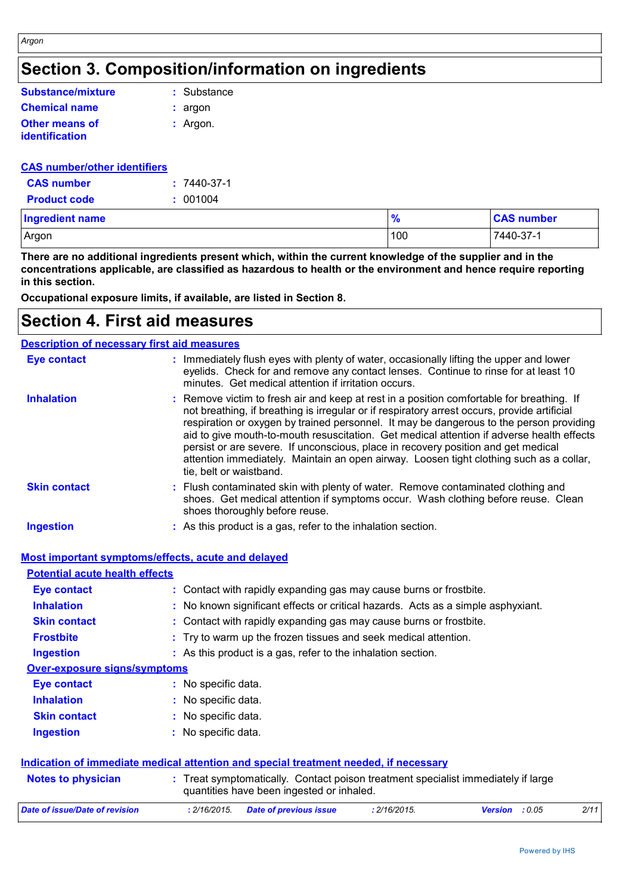# Section 3. Composition/information on ingredients

| | |
|---|---|
| **Substance/mixture** | : Substance |
| **Chemical name** | : argon |
| **Other means of identification** | : Argon. |

**CAS number/other identifiers**

| | |
|---|---|
| **CAS number** | : 7440-37-1 |
| **Product code** | : 001004 |

| Ingredient name | % | CAS number |
|---|---|---|
| Argon | 100 | 7440-37-1 |

**There are no additional ingredients present which, within the current knowledge of the supplier and in the concentrations applicable, are classified as hazardous to health or the environment and hence require reporting in this section.**

**Occupational exposure limits, if available, are listed in Section 8.**

# Section 4. First aid measures

**Description of necessary first aid measures**

| | |
|---|---|
| **Eye contact** | : Immediately flush eyes with plenty of water, occasionally lifting the upper and lower eyelids. Check for and remove any contact lenses. Continue to rinse for at least 10 minutes. Get medical attention if irritation occurs. |
| **Inhalation** | : Remove victim to fresh air and keep at rest in a position comfortable for breathing. If not breathing, if breathing is irregular or if respiratory arrest occurs, provide artificial respiration or oxygen by trained personnel. It may be dangerous to the person providing aid to give mouth-to-mouth resuscitation. Get medical attention if adverse health effects persist or are severe. If unconscious, place in recovery position and get medical attention immediately. Maintain an open airway. Loosen tight clothing such as a collar, tie, belt or waistband. |
| **Skin contact** | : Flush contaminated skin with plenty of water. Remove contaminated clothing and shoes. Get medical attention if symptoms occur. Wash clothing before reuse. Clean shoes thoroughly before reuse. |
| **Ingestion** | : As this product is a gas, refer to the inhalation section. |

**Most important symptoms/effects, acute and delayed**

**Potential acute health effects**

| | |
|---|---|
| **Eye contact** | : Contact with rapidly expanding gas may cause burns or frostbite. |
| **Inhalation** | : No known significant effects or critical hazards. Acts as a simple asphyxiant. |
| **Skin contact** | : Contact with rapidly expanding gas may cause burns or frostbite. |
| **Frostbite** | : Try to warm up the frozen tissues and seek medical attention. |
| **Ingestion** | : As this product is a gas, refer to the inhalation section. |

**Over-exposure signs/symptoms**

| | |
|---|---|
| **Eye contact** | : No specific data. |
| **Inhalation** | : No specific data. |
| **Skin contact** | : No specific data. |
| **Ingestion** | : No specific data. |

**Indication of immediate medical attention and special treatment needed, if necessary**

| | |
|---|---|
| **Notes to physician** | : Treat symptomatically. Contact poison treatment specialist immediately if large quantities have been ingested or inhaled. |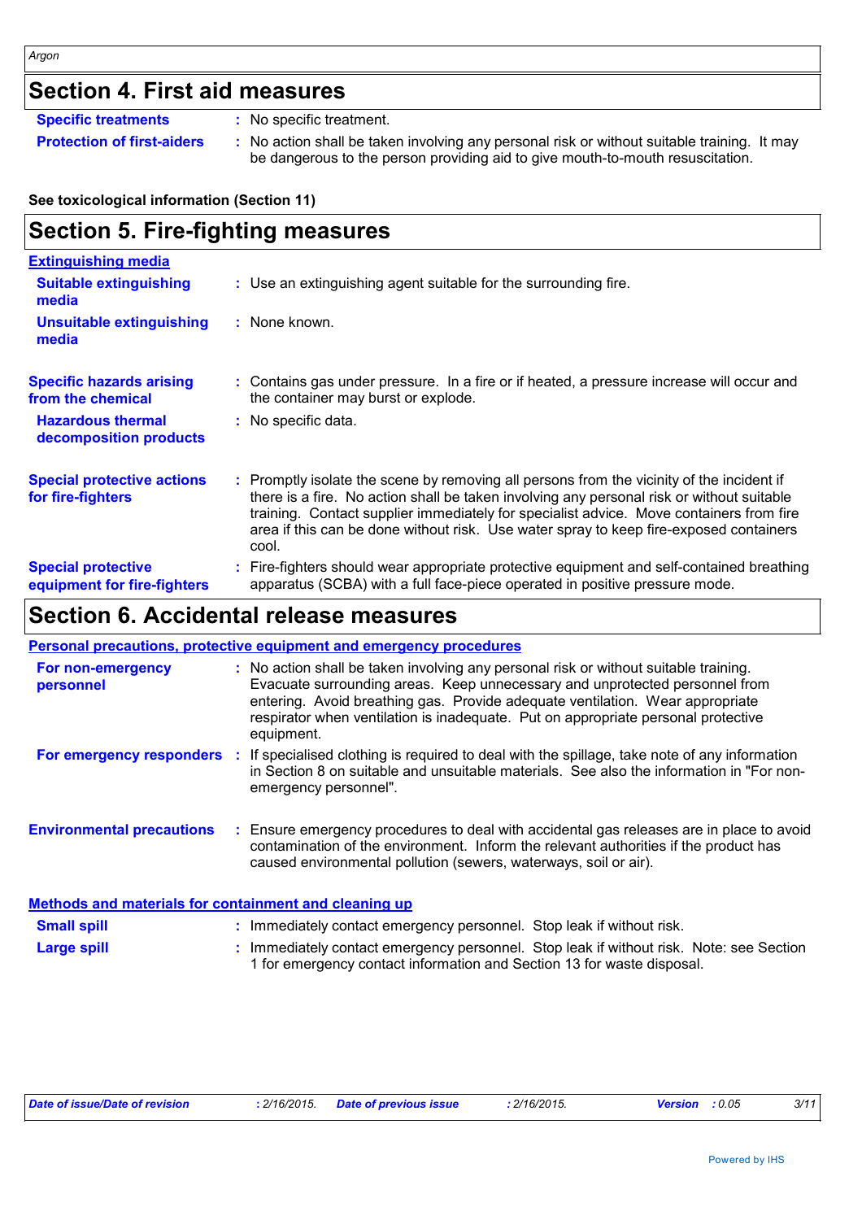## Section 4. First aid measures

**Specific treatments** : No specific treatment.

**Protection of first-aiders** : No action shall be taken involving any personal risk or without suitable training. It may be dangerous to the person providing aid to give mouth-to-mouth resuscitation.

**See toxicological information (Section 11)**

## Section 5. Fire-fighting measures

### Extinguishing media

**Suitable extinguishing media** : Use an extinguishing agent suitable for the surrounding fire.

**Unsuitable extinguishing media** : None known.

**Specific hazards arising from the chemical** : Contains gas under pressure. In a fire or if heated, a pressure increase will occur and the container may burst or explode.

**Hazardous thermal decomposition products** : No specific data.

**Special protective actions for fire-fighters** : Promptly isolate the scene by removing all persons from the vicinity of the incident if there is a fire. No action shall be taken involving any personal risk or without suitable training. Contact supplier immediately for specialist advice. Move containers from fire area if this can be done without risk. Use water spray to keep fire-exposed containers cool.

**Special protective equipment for fire-fighters** : Fire-fighters should wear appropriate protective equipment and self-contained breathing apparatus (SCBA) with a full face-piece operated in positive pressure mode.

## Section 6. Accidental release measures

### Personal precautions, protective equipment and emergency procedures

**For non-emergency personnel** : No action shall be taken involving any personal risk or without suitable training. Evacuate surrounding areas. Keep unnecessary and unprotected personnel from entering. Avoid breathing gas. Provide adequate ventilation. Wear appropriate respirator when ventilation is inadequate. Put on appropriate personal protective equipment.

**For emergency responders** : If specialised clothing is required to deal with the spillage, take note of any information in Section 8 on suitable and unsuitable materials. See also the information in "For non-emergency personnel".

**Environmental precautions** : Ensure emergency procedures to deal with accidental gas releases are in place to avoid contamination of the environment. Inform the relevant authorities if the product has caused environmental pollution (sewers, waterways, soil or air).

### Methods and materials for containment and cleaning up

**Small spill** : Immediately contact emergency personnel. Stop leak if without risk.

**Large spill** : Immediately contact emergency personnel. Stop leak if without risk. Note: see Section 1 for emergency contact information and Section 13 for waste disposal.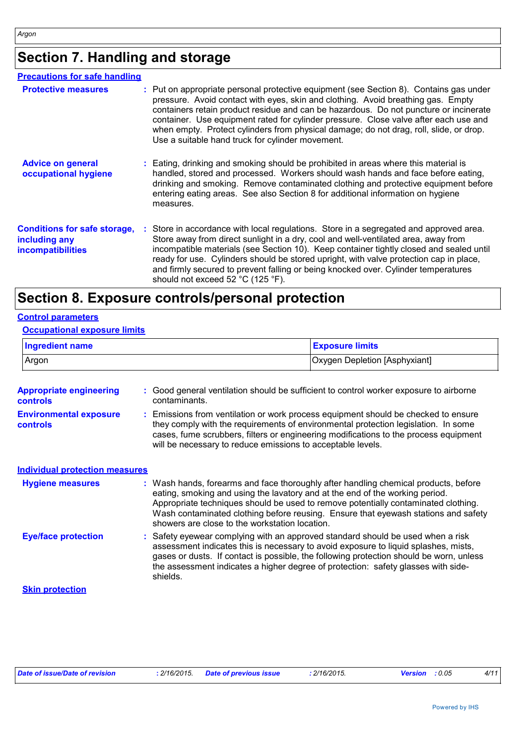## Section 7. Handling and storage

### Precautions for safe handling

**Protective measures** : Put on appropriate personal protective equipment (see Section 8). Contains gas under pressure. Avoid contact with eyes, skin and clothing. Avoid breathing gas. Empty containers retain product residue and can be hazardous. Do not puncture or incinerate container. Use equipment rated for cylinder pressure. Close valve after each use and when empty. Protect cylinders from physical damage; do not drag, roll, slide, or drop. Use a suitable hand truck for cylinder movement.

**Advice on general occupational hygiene** : Eating, drinking and smoking should be prohibited in areas where this material is handled, stored and processed. Workers should wash hands and face before eating, drinking and smoking. Remove contaminated clothing and protective equipment before entering eating areas. See also Section 8 for additional information on hygiene measures.

**Conditions for safe storage, including any incompatibilities** : Store in accordance with local regulations. Store in a segregated and approved area. Store away from direct sunlight in a dry, cool and well-ventilated area, away from incompatible materials (see Section 10). Keep container tightly closed and sealed until ready for use. Cylinders should be stored upright, with valve protection cap in place, and firmly secured to prevent falling or being knocked over. Cylinder temperatures should not exceed 52 °C (125 °F).

## Section 8. Exposure controls/personal protection

### Control parameters

#### Occupational exposure limits

| Ingredient name | Exposure limits |
| --- | --- |
| Argon | Oxygen Depletion [Asphyxiant] |

**Appropriate engineering controls** : Good general ventilation should be sufficient to control worker exposure to airborne contaminants.

**Environmental exposure controls** : Emissions from ventilation or work process equipment should be checked to ensure they comply with the requirements of environmental protection legislation. In some cases, fume scrubbers, filters or engineering modifications to the process equipment will be necessary to reduce emissions to acceptable levels.

### Individual protection measures

**Hygiene measures** : Wash hands, forearms and face thoroughly after handling chemical products, before eating, smoking and using the lavatory and at the end of the working period. Appropriate techniques should be used to remove potentially contaminated clothing. Wash contaminated clothing before reusing. Ensure that eyewash stations and safety showers are close to the workstation location.

**Eye/face protection** : Safety eyewear complying with an approved standard should be used when a risk assessment indicates this is necessary to avoid exposure to liquid splashes, mists, gases or dusts. If contact is possible, the following protection should be worn, unless the assessment indicates a higher degree of protection: safety glasses with side-shields.

#### Skin protection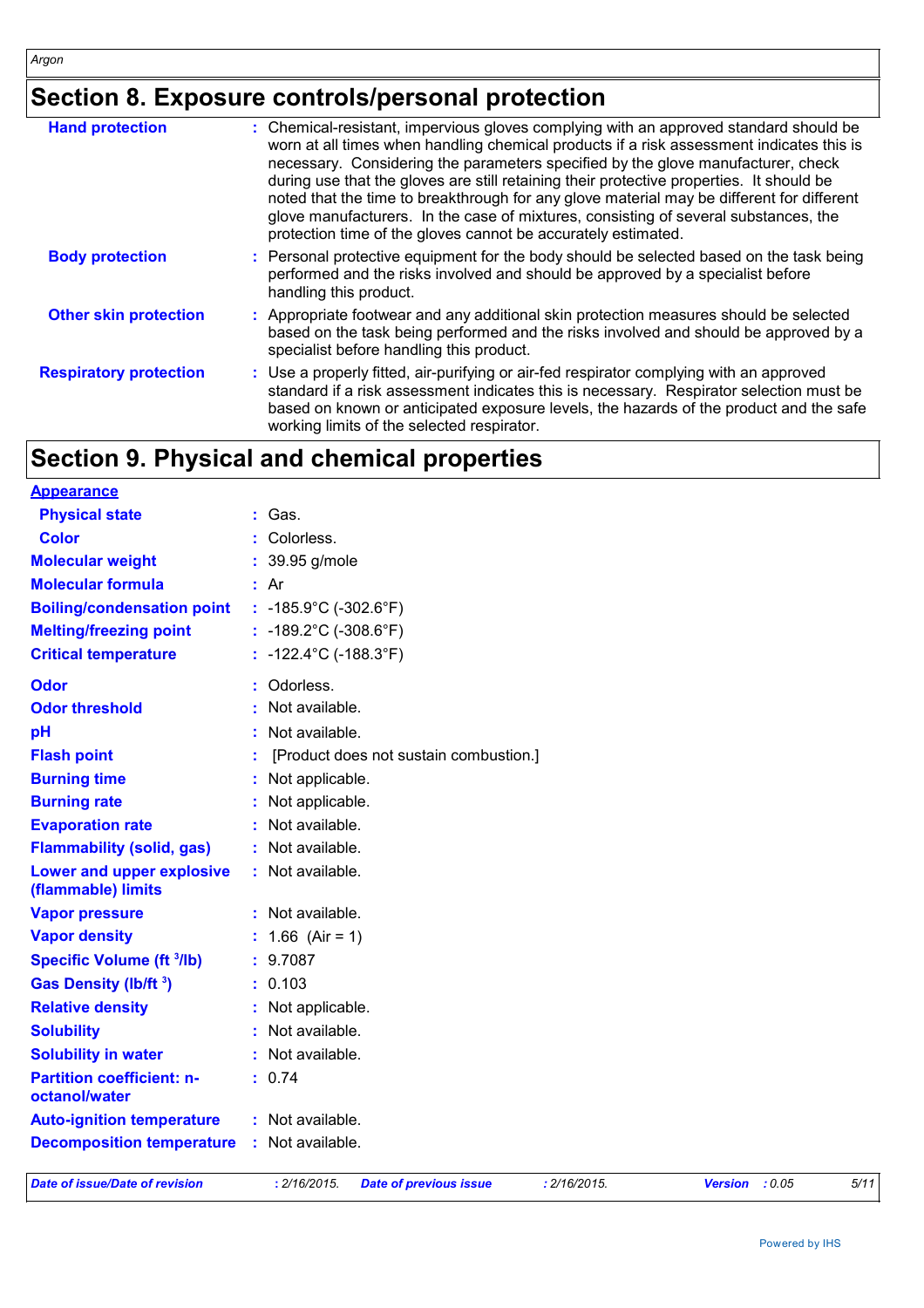## Section 8. Exposure controls/personal protection

| | |
|---|---|
| **Hand protection** | : Chemical-resistant, impervious gloves complying with an approved standard should be worn at all times when handling chemical products if a risk assessment indicates this is necessary. Considering the parameters specified by the glove manufacturer, check during use that the gloves are still retaining their protective properties. It should be noted that the time to breakthrough for any glove material may be different for different glove manufacturers. In the case of mixtures, consisting of several substances, the protection time of the gloves cannot be accurately estimated. |
| **Body protection** | : Personal protective equipment for the body should be selected based on the task being performed and the risks involved and should be approved by a specialist before handling this product. |
| **Other skin protection** | : Appropriate footwear and any additional skin protection measures should be selected based on the task being performed and the risks involved and should be approved by a specialist before handling this product. |
| **Respiratory protection** | : Use a properly fitted, air-purifying or air-fed respirator complying with an approved standard if a risk assessment indicates this is necessary. Respirator selection must be based on known or anticipated exposure levels, the hazards of the product and the safe working limits of the selected respirator. |

## Section 9. Physical and chemical properties

**Appearance**

| | |
|---|---|
| **Physical state** | : Gas. |
| **Color** | : Colorless. |
| **Molecular weight** | : 39.95 g/mole |
| **Molecular formula** | : Ar |
| **Boiling/condensation point** | : -185.9°C (-302.6°F) |
| **Melting/freezing point** | : -189.2°C (-308.6°F) |
| **Critical temperature** | : -122.4°C (-188.3°F) |
| **Odor** | : Odorless. |
| **Odor threshold** | : Not available. |
| **pH** | : Not available. |
| **Flash point** | : [Product does not sustain combustion.] |
| **Burning time** | : Not applicable. |
| **Burning rate** | : Not applicable. |
| **Evaporation rate** | : Not available. |
| **Flammability (solid, gas)** | : Not available. |
| **Lower and upper explosive (flammable) limits** | : Not available. |
| **Vapor pressure** | : Not available. |
| **Vapor density** | : 1.66 (Air = 1) |
| **Specific Volume ($ft^3$/lb)** | : 9.7087 |
| **Gas Density (lb/$ft^3$)** | : 0.103 |
| **Relative density** | : Not applicable. |
| **Solubility** | : Not available. |
| **Solubility in water** | : Not available. |
| **Partition coefficient: n-octanol/water** | : 0.74 |
| **Auto-ignition temperature** | : Not available. |
| **Decomposition temperature** | : Not available. |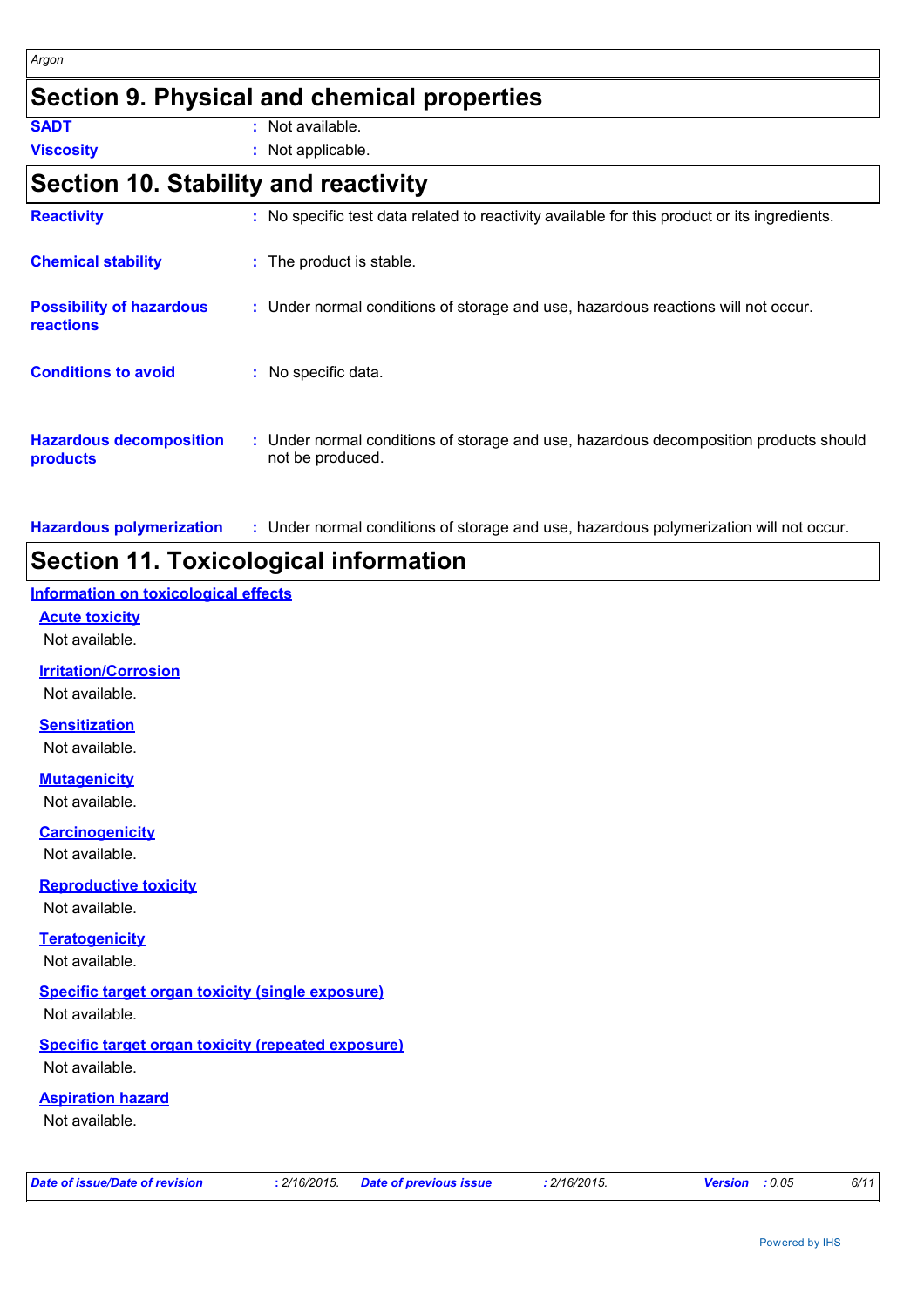## Section 9. Physical and chemical properties

**SADT** : Not available.

**Viscosity** : Not applicable.

## Section 10. Stability and reactivity

**Reactivity** : No specific test data related to reactivity available for this product or its ingredients.

**Chemical stability** : The product is stable.

**Possibility of hazardous reactions** : Under normal conditions of storage and use, hazardous reactions will not occur.

**Conditions to avoid** : No specific data.

**Hazardous decomposition products** : Under normal conditions of storage and use, hazardous decomposition products should not be produced.

**Hazardous polymerization** : Under normal conditions of storage and use, hazardous polymerization will not occur.

## Section 11. Toxicological information

### Information on toxicological effects

#### Acute toxicity

Not available.

#### Irritation/Corrosion

Not available.

#### Sensitization

Not available.

#### Mutagenicity

Not available.

#### Carcinogenicity

Not available.

#### Reproductive toxicity

Not available.

#### Teratogenicity

Not available.

#### Specific target organ toxicity (single exposure)

Not available.

#### Specific target organ toxicity (repeated exposure)

Not available.

#### Aspiration hazard

Not available.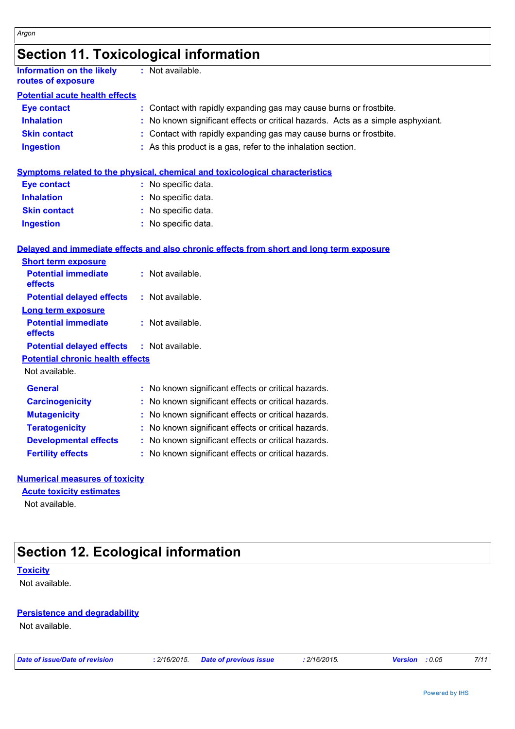# Section 11. Toxicological information

**Information on the likely routes of exposure** : Not available.

### Potential acute health effects

**Eye contact** : Contact with rapidly expanding gas may cause burns or frostbite.

**Inhalation** : No known significant effects or critical hazards. Acts as a simple asphyxiant.

**Skin contact** : Contact with rapidly expanding gas may cause burns or frostbite.

**Ingestion** : As this product is a gas, refer to the inhalation section.

### Symptoms related to the physical, chemical and toxicological characteristics

**Eye contact** : No specific data.

**Inhalation** : No specific data.

**Skin contact** : No specific data.

**Ingestion** : No specific data.

### Delayed and immediate effects and also chronic effects from short and long term exposure

#### Short term exposure

**Potential immediate effects** : Not available.

**Potential delayed effects** : Not available.

#### Long term exposure

**Potential immediate effects** : Not available.

**Potential delayed effects** : Not available.

#### Potential chronic health effects

Not available.

**General** : No known significant effects or critical hazards.

**Carcinogenicity** : No known significant effects or critical hazards.

**Mutagenicity** : No known significant effects or critical hazards.

**Teratogenicity** : No known significant effects or critical hazards.

**Developmental effects** : No known significant effects or critical hazards.

**Fertility effects** : No known significant effects or critical hazards.

### Numerical measures of toxicity

#### Acute toxicity estimates

Not available.

# Section 12. Ecological information

### Toxicity

Not available.

### Persistence and degradability

Not available.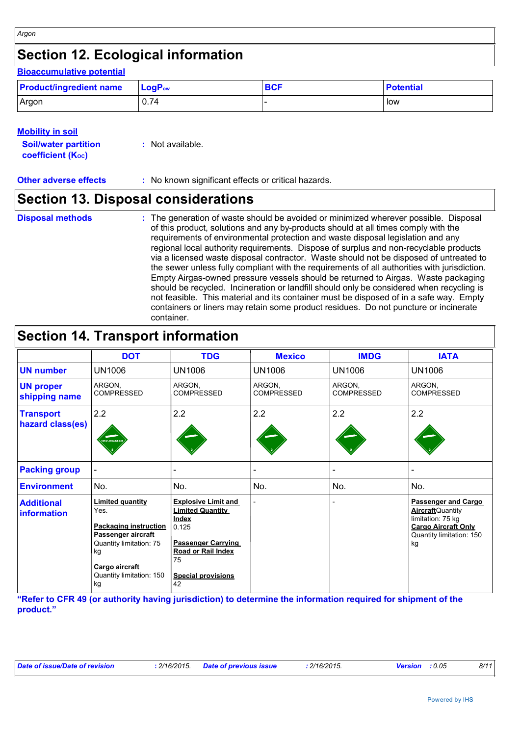## Section 12. Ecological information

**Bioaccumulative potential**

| Product/ingredient name | $LogP_{ow}$ | BCF | Potential |
|---|---|---|---|
| Argon | 0.74 | - | low |

**Mobility in soil**

**Soil/water partition coefficient ($K_{OC}$)** : Not available.

**Other adverse effects** : No known significant effects or critical hazards.

## Section 13. Disposal considerations

**Disposal methods** : The generation of waste should be avoided or minimized wherever possible. Disposal of this product, solutions and any by-products should at all times comply with the requirements of environmental protection and waste disposal legislation and any regional local authority requirements. Dispose of surplus and non-recyclable products via a licensed waste disposal contractor. Waste should not be disposed of untreated to the sewer unless fully compliant with the requirements of all authorities with jurisdiction. Empty Airgas-owned pressure vessels should be returned to Airgas. Waste packaging should be recycled. Incineration or landfill should only be considered when recycling is not feasible. This material and its container must be disposed of in a safe way. Empty containers or liners may retain some product residues. Do not puncture or incinerate container.

## Section 14. Transport information

| | DOT | TDG | Mexico | IMDG | IATA |
|---|---|---|---|---|---|
| **UN number** | UN1006 | UN1006 | UN1006 | UN1006 | UN1006 |
| **UN proper shipping name** | ARGON, COMPRESSED | ARGON, COMPRESSED | ARGON, COMPRESSED | ARGON, COMPRESSED | ARGON, COMPRESSED |
| **Transport hazard class(es)** | 2.2 | 2.2 | 2.2 | 2.2 | 2.2 |
| **Packing group** | - | - | - | - | - |
| **Environment** | No. | No. | No. | No. | No. |
| **Additional information** | **Limited quantity** Yes. **Packaging instruction** **Passenger aircraft** Quantity limitation: 75 kg **Cargo aircraft** Quantity limitation: 150 kg | **Explosive Limit and Limited Quantity Index** 0.125 **Passenger Carrying Road or Rail Index** 75 **Special provisions** 42 | - | - | **Passenger and Cargo Aircraft** Quantity limitation: 75 kg **Cargo Aircraft Only** Quantity limitation: 150 kg |

**"Refer to CFR 49 (or authority having jurisdiction) to determine the information required for shipment of the product."**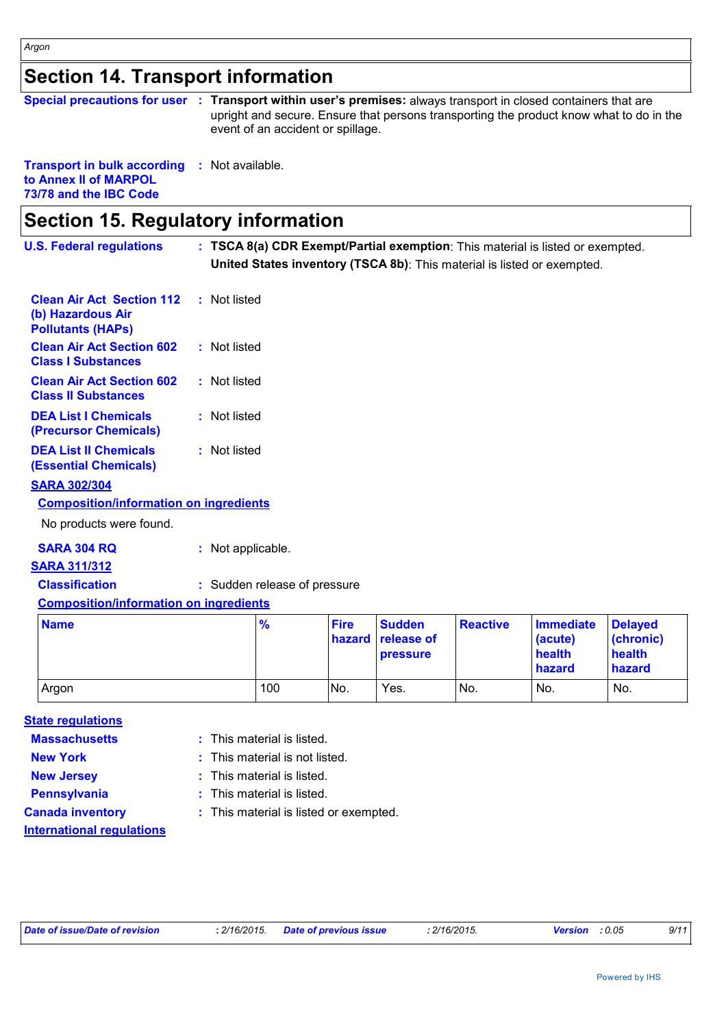## Section 14. Transport information

**Special precautions for user** : **Transport within user's premises:** always transport in closed containers that are upright and secure. Ensure that persons transporting the product know what to do in the event of an accident or spillage.

**Transport in bulk according to Annex II of MARPOL 73/78 and the IBC Code** : Not available.

## Section 15. Regulatory information

**U.S. Federal regulations** : **TSCA 8(a) CDR Exempt/Partial exemption**: This material is listed or exempted.
**United States inventory (TSCA 8b)**: This material is listed or exempted.

**Clean Air Act Section 112 (b) Hazardous Air Pollutants (HAPs)** : Not listed

**Clean Air Act Section 602 Class I Substances** : Not listed

**Clean Air Act Section 602 Class II Substances** : Not listed

**DEA List I Chemicals (Precursor Chemicals)** : Not listed

**DEA List II Chemicals (Essential Chemicals)** : Not listed

**SARA 302/304**

**Composition/information on ingredients**

No products were found.

**SARA 304 RQ** : Not applicable.

**SARA 311/312**

**Classification** : Sudden release of pressure

**Composition/information on ingredients**

| Name | % | Fire hazard | Sudden release of pressure | Reactive | Immediate (acute) health hazard | Delayed (chronic) health hazard |
|---|---|---|---|---|---|---|
| Argon | 100 | No. | Yes. | No. | No. | No. |

**State regulations**

**Massachusetts** : This material is listed.

**New York** : This material is not listed.

**New Jersey** : This material is listed.

**Pennsylvania** : This material is listed.

**Canada inventory** : This material is listed or exempted.

**International regulations**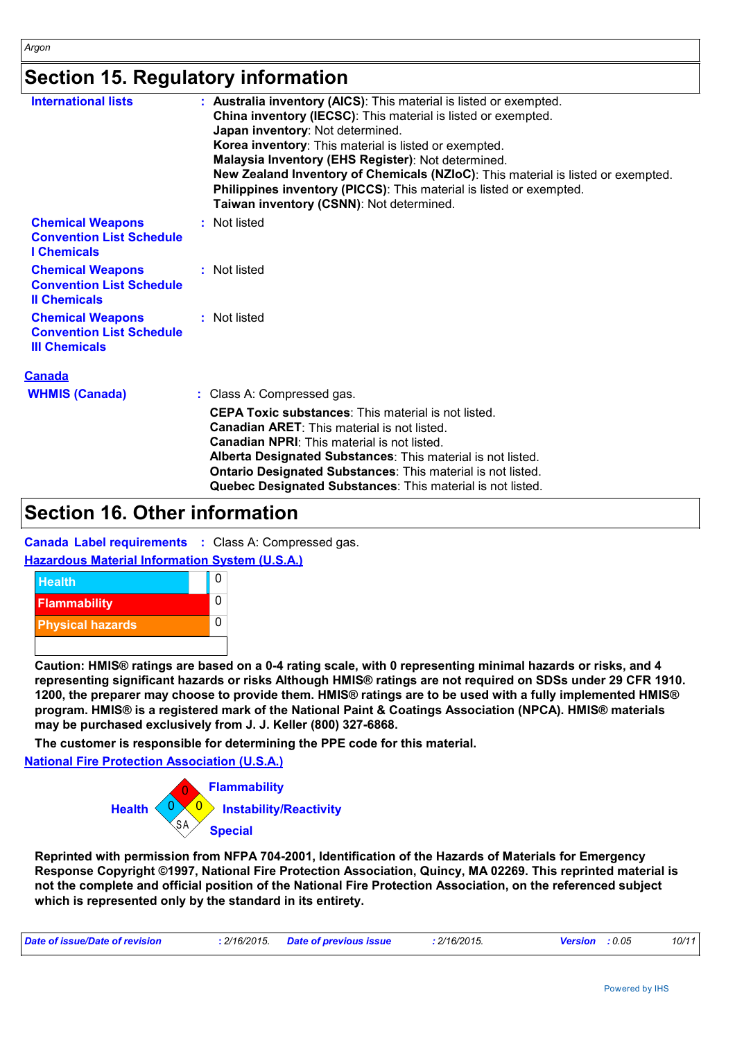## Section 15. Regulatory information

**International lists** : **Australia inventory (AICS)**: This material is listed or exempted.
**China inventory (IECSC)**: This material is listed or exempted.
**Japan inventory**: Not determined.
**Korea inventory**: This material is listed or exempted.
**Malaysia Inventory (EHS Register)**: Not determined.
**New Zealand Inventory of Chemicals (NZIoC)**: This material is listed or exempted.
**Philippines inventory (PICCS)**: This material is listed or exempted.
**Taiwan inventory (CSNN)**: Not determined.

**Chemical Weapons Convention List Schedule I Chemicals** : Not listed

**Chemical Weapons Convention List Schedule II Chemicals** : Not listed

**Chemical Weapons Convention List Schedule III Chemicals** : Not listed

**Canada**

**WHMIS (Canada)** : Class A: Compressed gas.

**CEPA Toxic substances**: This material is not listed.
**Canadian ARET**: This material is not listed.
**Canadian NPRI**: This material is not listed.
**Alberta Designated Substances**: This material is not listed.
**Ontario Designated Substances**: This material is not listed.
**Quebec Designated Substances**: This material is not listed.

## Section 16. Other information

**Canada Label requirements** : Class A: Compressed gas.

**Hazardous Material Information System (U.S.A.)**

| Hazard | Rating |
|---|---|
| Health | 0 |
| Flammability | 0 |
| Physical hazards | 0 |

**Caution: HMIS® ratings are based on a 0-4 rating scale, with 0 representing minimal hazards or risks, and 4 representing significant hazards or risks Although HMIS® ratings are not required on SDSs under 29 CFR 1910. 1200, the preparer may choose to provide them. HMIS® ratings are to be used with a fully implemented HMIS® program. HMIS® is a registered mark of the National Paint & Coatings Association (NPCA). HMIS® materials may be purchased exclusively from J. J. Keller (800) 327-6868.**

**The customer is responsible for determining the PPE code for this material.**

**National Fire Protection Association (U.S.A.)**

Health: 0
Flammability: 0
Instability/Reactivity: 0
Special: SA

**Reprinted with permission from NFPA 704-2001, Identification of the Hazards of Materials for Emergency Response Copyright ©1997, National Fire Protection Association, Quincy, MA 02269. This reprinted material is not the complete and official position of the National Fire Protection Association, on the referenced subject which is represented only by the standard in its entirety.**

*Date of issue/Date of revision* : 2/16/2015. *Date of previous issue* : 2/16/2015. *Version* : 0.05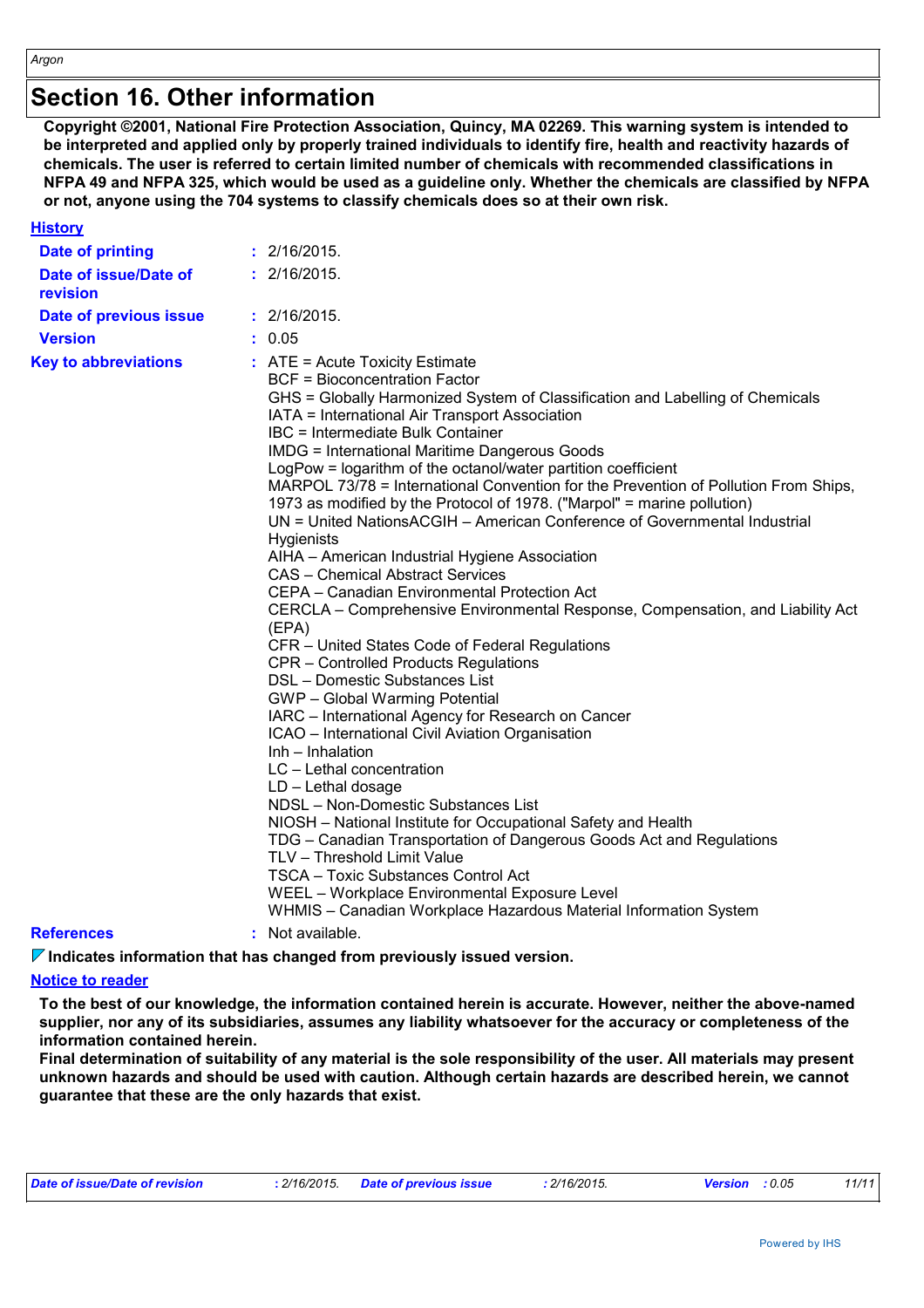# Section 16. Other information

**Copyright ©2001, National Fire Protection Association, Quincy, MA 02269. This warning system is intended to be interpreted and applied only by properly trained individuals to identify fire, health and reactivity hazards of chemicals. The user is referred to certain limited number of chemicals with recommended classifications in NFPA 49 and NFPA 325, which would be used as a guideline only. Whether the chemicals are classified by NFPA or not, anyone using the 704 systems to classify chemicals does so at their own risk.**

**History**

| | |
|---|---|
| **Date of printing** | : 2/16/2015. |
| **Date of issue/Date of revision** | : 2/16/2015. |
| **Date of previous issue** | : 2/16/2015. |
| **Version** | : 0.05 |

**Key to abbreviations** :
ATE = Acute Toxicity Estimate
BCF = Bioconcentration Factor
GHS = Globally Harmonized System of Classification and Labelling of Chemicals
IATA = International Air Transport Association
IBC = Intermediate Bulk Container
IMDG = International Maritime Dangerous Goods
LogPow = logarithm of the octanol/water partition coefficient
MARPOL 73/78 = International Convention for the Prevention of Pollution From Ships, 1973 as modified by the Protocol of 1978. ("Marpol" = marine pollution)
UN = United NationsACGIH – American Conference of Governmental Industrial Hygienists
AIHA – American Industrial Hygiene Association
CAS – Chemical Abstract Services
CEPA – Canadian Environmental Protection Act
CERCLA – Comprehensive Environmental Response, Compensation, and Liability Act (EPA)
CFR – United States Code of Federal Regulations
CPR – Controlled Products Regulations
DSL – Domestic Substances List
GWP – Global Warming Potential
IARC – International Agency for Research on Cancer
ICAO – International Civil Aviation Organisation
Inh – Inhalation
LC – Lethal concentration
LD – Lethal dosage
NDSL – Non-Domestic Substances List
NIOSH – National Institute for Occupational Safety and Health
TDG – Canadian Transportation of Dangerous Goods Act and Regulations
TLV – Threshold Limit Value
TSCA – Toxic Substances Control Act
WEEL – Workplace Environmental Exposure Level
WHMIS – Canadian Workplace Hazardous Material Information System

**References** : Not available.

**Indicates information that has changed from previously issued version.**

**Notice to reader**

**To the best of our knowledge, the information contained herein is accurate. However, neither the above-named supplier, nor any of its subsidiaries, assumes any liability whatsoever for the accuracy or completeness of the information contained herein.**
**Final determination of suitability of any material is the sole responsibility of the user. All materials may present unknown hazards and should be used with caution. Although certain hazards are described herein, we cannot guarantee that these are the only hazards that exist.**